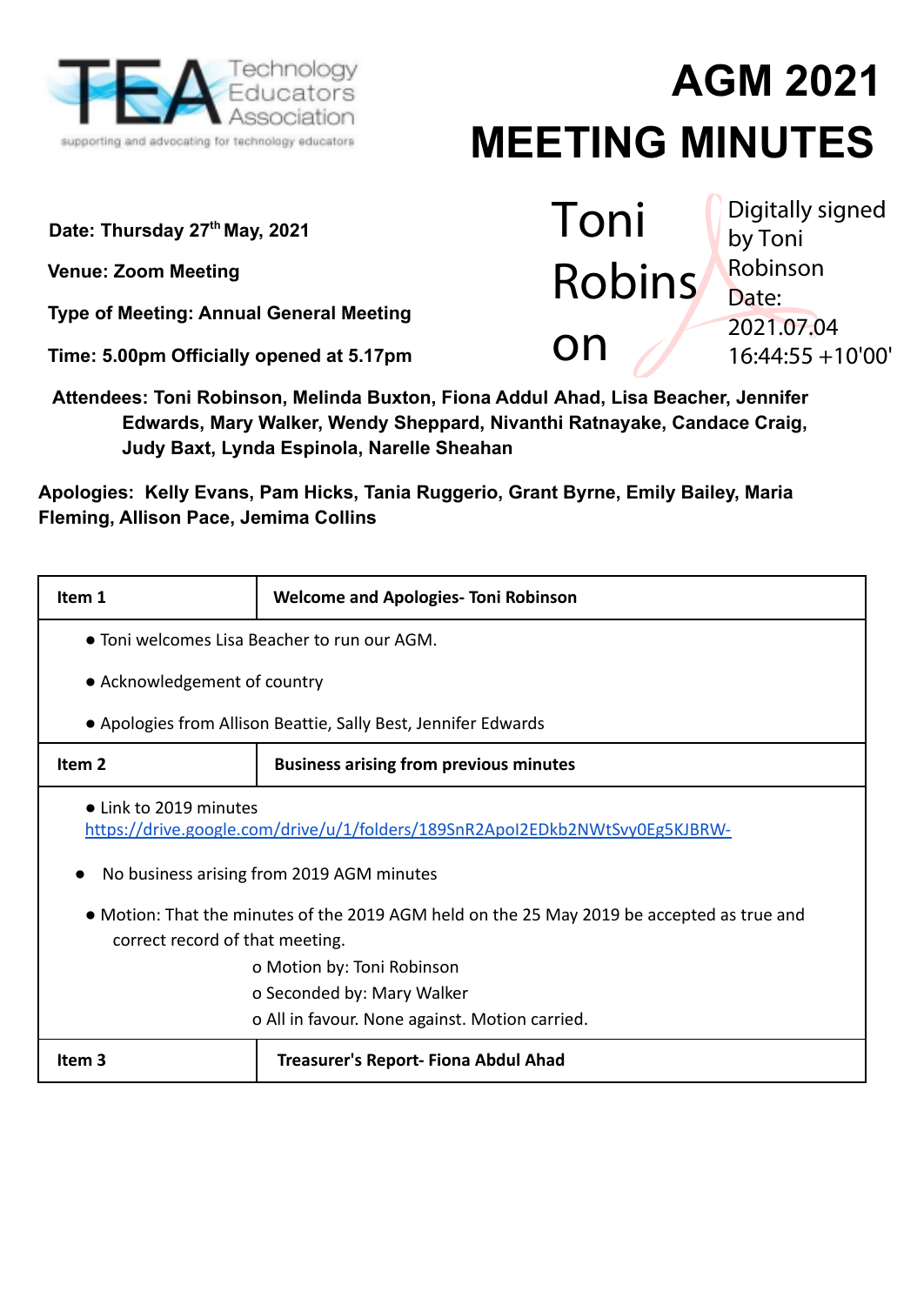Technology Educators Association
supporting and advocating for technology educators

# AGM 2021 MEETING MINUTES

**Date: Thursday 27th May, 2021**

**Venue: Zoom Meeting**

**Type of Meeting: Annual General Meeting**

**Time: 5.00pm Officially opened at 5.17pm**

Toni Robinson — Digitally signed by Toni Robinson Date: 2021.07.04 16:44:55 +10'00'

**Attendees: Toni Robinson, Melinda Buxton, Fiona Addul Ahad, Lisa Beacher, Jennifer Edwards, Mary Walker, Wendy Sheppard, Nivanthi Ratnayake, Candace Craig, Judy Baxt, Lynda Espinola, Narelle Sheahan**

**Apologies: Kelly Evans, Pam Hicks, Tania Ruggerio, Grant Byrne, Emily Bailey, Maria Fleming, Allison Pace, Jemima Collins**

| **Item 1** | **Welcome and Apologies- Toni Robinson** |
|---|---|
| ● Toni welcomes Lisa Beacher to run our AGM.<br>● Acknowledgement of country<br>● Apologies from Allison Beattie, Sally Best, Jennifer Edwards | |
| **Item 2** | **Business arising from previous minutes** |
| ● Link to 2019 minutes https://drive.google.com/drive/u/1/folders/189SnR2ApoI2EDkb2NWtSvy0Eg5KJBRW-<br>● No business arising from 2019 AGM minutes<br>● Motion: That the minutes of the 2019 AGM held on the 25 May 2019 be accepted as true and correct record of that meeting.<br>o Motion by: Toni Robinson<br>o Seconded by: Mary Walker<br>o All in favour. None against. Motion carried. | |
| **Item 3** | **Treasurer's Report- Fiona Abdul Ahad** |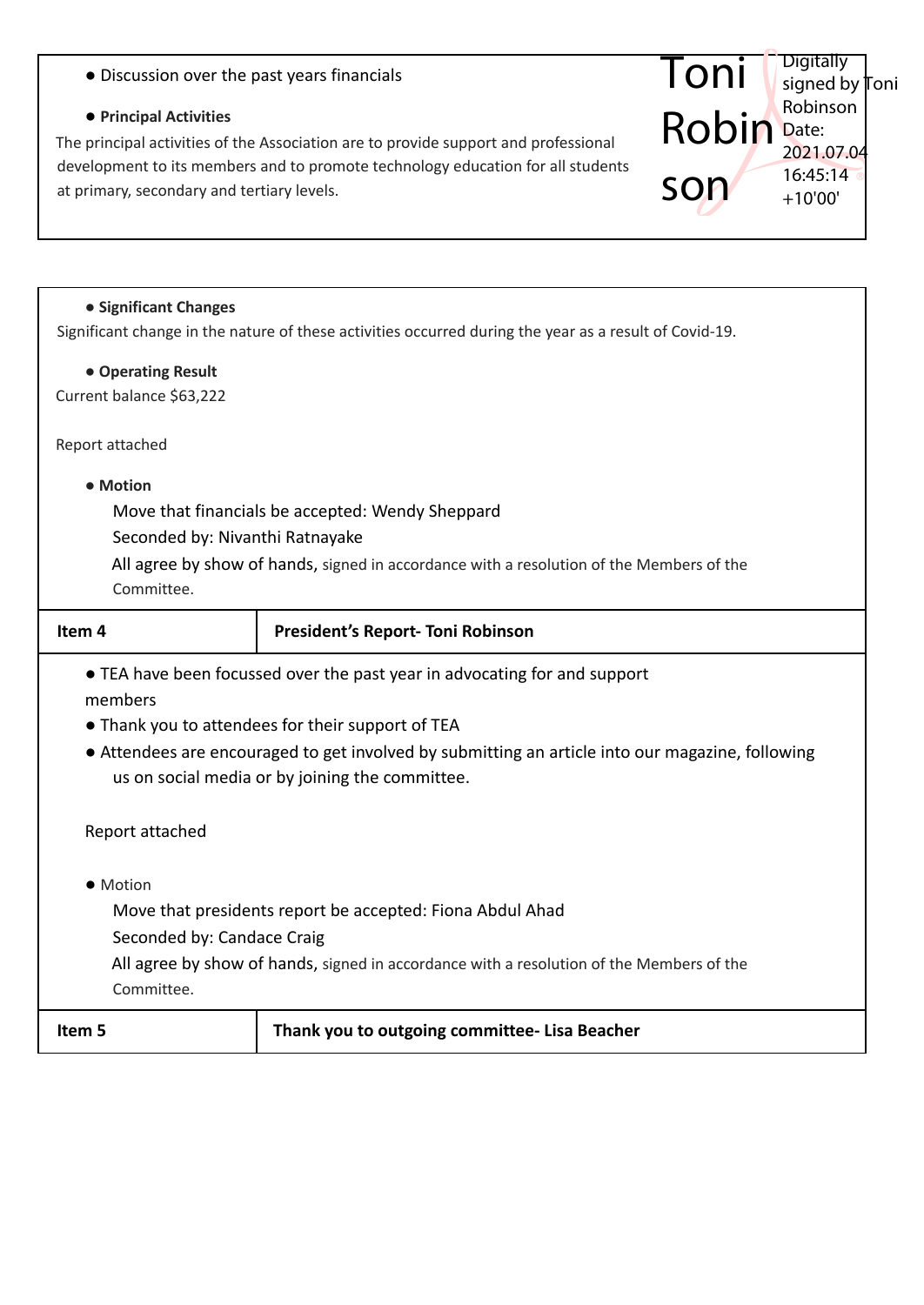- Discussion over the past years financials

- **Principal Activities**

The principal activities of the Association are to provide support and professional development to its members and to promote technology education for all students at primary, secondary and tertiary levels.

Toni Robinson — Digitally signed by Toni Robinson Date: 2021.07.04 16:45:14 +10'00'

- **Significant Changes**

Significant change in the nature of these activities occurred during the year as a result of Covid-19.

- **Operating Result**

Current balance $63,222

Report attached

- **Motion**

  Move that financials be accepted: Wendy Sheppard

  Seconded by: Nivanthi Ratnayake

  All agree by show of hands, signed in accordance with a resolution of the Members of the Committee.

| Item 4 | President's Report- Toni Robinson |
|---|---|

- TEA have been focussed over the past year in advocating for and support members
- Thank you to attendees for their support of TEA
- Attendees are encouraged to get involved by submitting an article into our magazine, following us on social media or by joining the committee.

Report attached

- Motion

  Move that presidents report be accepted: Fiona Abdul Ahad

  Seconded by: Candace Craig

  All agree by show of hands, signed in accordance with a resolution of the Members of the Committee.

| Item 5 | Thank you to outgoing committee- Lisa Beacher |
|---|---|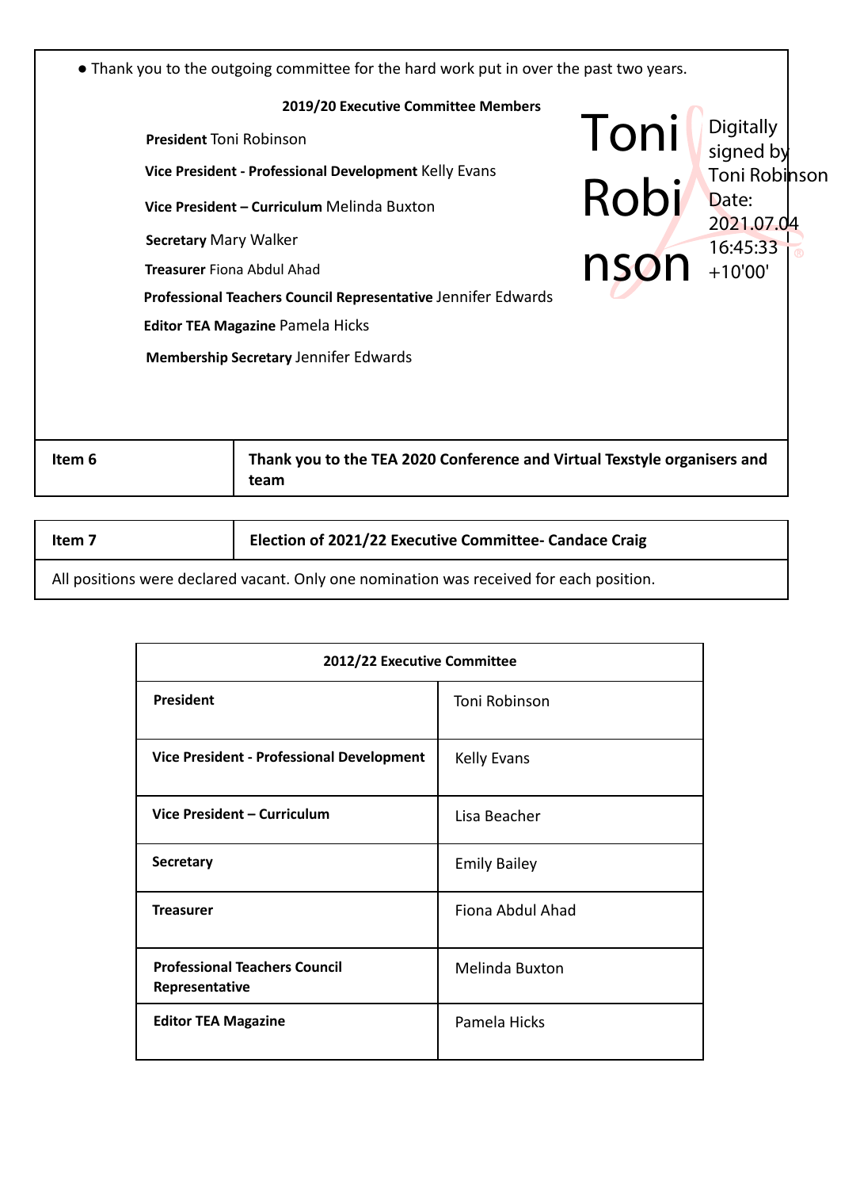- Thank you to the outgoing committee for the hard work put in over the past two years.

**2019/20 Executive Committee Members**

**President** Toni Robinson

**Vice President - Professional Development** Kelly Evans

**Vice President – Curriculum** Melinda Buxton

**Secretary** Mary Walker

**Treasurer** Fiona Abdul Ahad

**Professional Teachers Council Representative** Jennifer Edwards

**Editor TEA Magazine** Pamela Hicks

**Membership Secretary** Jennifer Edwards

Toni Robinson — Digitally signed by Toni Robinson Date: 2021.07.04 16:45:33 +10'00'

| **Item 6** | **Thank you to the TEA 2020 Conference and Virtual Texstyle organisers and team** |
| --- | --- |

| **Item 7** | **Election of 2021/22 Executive Committee- Candace Craig** |
| --- | --- |
| All positions were declared vacant. Only one nomination was received for each position. | |

| **2012/22 Executive Committee** | |
| --- | --- |
| **President** | Toni Robinson |
| **Vice President - Professional Development** | Kelly Evans |
| **Vice President – Curriculum** | Lisa Beacher |
| **Secretary** | Emily Bailey |
| **Treasurer** | Fiona Abdul Ahad |
| **Professional Teachers Council Representative** | Melinda Buxton |
| **Editor TEA Magazine** | Pamela Hicks |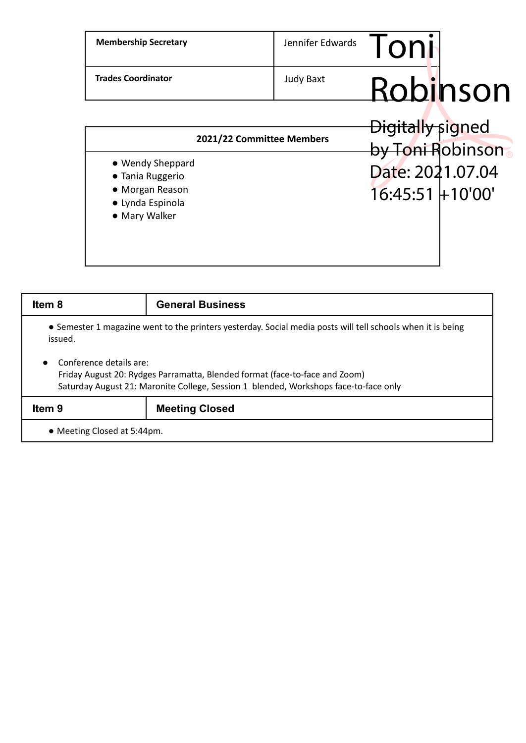| | |
|---|---|
| **Membership Secretary** | Jennifer Edwards |
| **Trades Coordinator** | Judy Baxt |

Toni Robinson

Digitally signed by Toni Robinson
Date: 2021.07.04 16:45:51 +10'00'

| **2021/22 Committee Members** |
|---|
| • Wendy Sheppard<br>• Tania Ruggerio<br>• Morgan Reason<br>• Lynda Espinola<br>• Mary Walker |

| **Item 8** | **General Business** |
|---|---|
| • Semester 1 magazine went to the printers yesterday. Social media posts will tell schools when it is being issued.<br><br>• Conference details are:<br>Friday August 20: Rydges Parramatta, Blended format (face-to-face and Zoom)<br>Saturday August 21: Maronite College, Session 1 blended, Workshops face-to-face only | |
| **Item 9** | **Meeting Closed** |
| • Meeting Closed at 5:44pm. | |